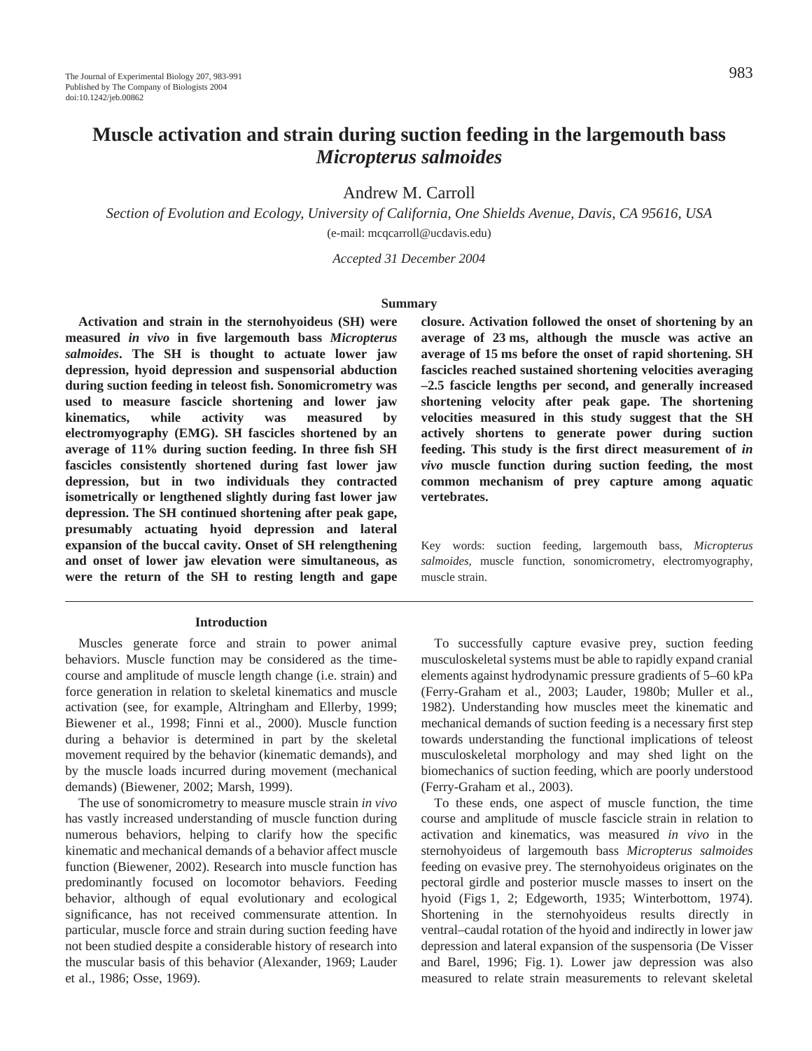# Muscle activation and strain during suction feeding in the largemouth bass *Micropterus salmoides*

Andrew M. Carroll

*Section of Evolution and Ecology, University of California, One Shields Avenue, Davis, CA 95616, USA*

(e-mail: mcqcarroll@ucdavis.edu)

*Accepted 31 December 2004*

## Summary

**Activation and strain in the sternohyoideus (SH) were measured *in vivo* in five largemouth bass *Micropterus salmoides*. The SH is thought to actuate lower jaw depression, hyoid depression and suspensorial abduction during suction feeding in teleost fish. Sonomicrometry was used to measure fascicle shortening and lower jaw kinematics, while activity was measured by electromyography (EMG). SH fascicles shortened by an average of 11% during suction feeding. In three fish SH fascicles consistently shortened during fast lower jaw depression, but in two individuals they contracted isometrically or lengthened slightly during fast lower jaw depression. The SH continued shortening after peak gape, presumably actuating hyoid depression and lateral expansion of the buccal cavity. Onset of SH relengthening and onset of lower jaw elevation were simultaneous, as were the return of the SH to resting length and gape closure. Activation followed the onset of shortening by an average of 23 ms, although the muscle was active an average of 15 ms before the onset of rapid shortening. SH fascicles reached sustained shortening velocities averaging –2.5 fascicle lengths per second, and generally increased shortening velocity after peak gape. The shortening velocities measured in this study suggest that the SH actively shortens to generate power during suction feeding. This study is the first direct measurement of *in vivo* muscle function during suction feeding, the most common mechanism of prey capture among aquatic vertebrates.**

Key words: suction feeding, largemouth bass, *Micropterus salmoides*, muscle function, sonomicrometry, electromyography, muscle strain.

## Introduction

Muscles generate force and strain to power animal behaviors. Muscle function may be considered as the time-course and amplitude of muscle length change (i.e. strain) and force generation in relation to skeletal kinematics and muscle activation (see, for example, Altringham and Ellerby, 1999; Biewener et al., 1998; Finni et al., 2000). Muscle function during a behavior is determined in part by the skeletal movement required by the behavior (kinematic demands), and by the muscle loads incurred during movement (mechanical demands) (Biewener, 2002; Marsh, 1999).

The use of sonomicrometry to measure muscle strain *in vivo* has vastly increased understanding of muscle function during numerous behaviors, helping to clarify how the specific kinematic and mechanical demands of a behavior affect muscle function (Biewener, 2002). Research into muscle function has predominantly focused on locomotor behaviors. Feeding behavior, although of equal evolutionary and ecological significance, has not received commensurate attention. In particular, muscle force and strain during suction feeding have not been studied despite a considerable history of research into the muscular basis of this behavior (Alexander, 1969; Lauder et al., 1986; Osse, 1969).

To successfully capture evasive prey, suction feeding musculoskeletal systems must be able to rapidly expand cranial elements against hydrodynamic pressure gradients of 5–60 kPa (Ferry-Graham et al., 2003; Lauder, 1980b; Muller et al., 1982). Understanding how muscles meet the kinematic and mechanical demands of suction feeding is a necessary first step towards understanding the functional implications of teleost musculoskeletal morphology and may shed light on the biomechanics of suction feeding, which are poorly understood (Ferry-Graham et al., 2003).

To these ends, one aspect of muscle function, the time course and amplitude of muscle fascicle strain in relation to activation and kinematics, was measured *in vivo* in the sternohyoideus of largemouth bass *Micropterus salmoides* feeding on evasive prey. The sternohyoideus originates on the pectoral girdle and posterior muscle masses to insert on the hyoid (Figs 1, 2; Edgeworth, 1935; Winterbottom, 1974). Shortening in the sternohyoideus results directly in ventral–caudal rotation of the hyoid and indirectly in lower jaw depression and lateral expansion of the suspensoria (De Visser and Barel, 1996; Fig. 1). Lower jaw depression was also measured to relate strain measurements to relevant skeletal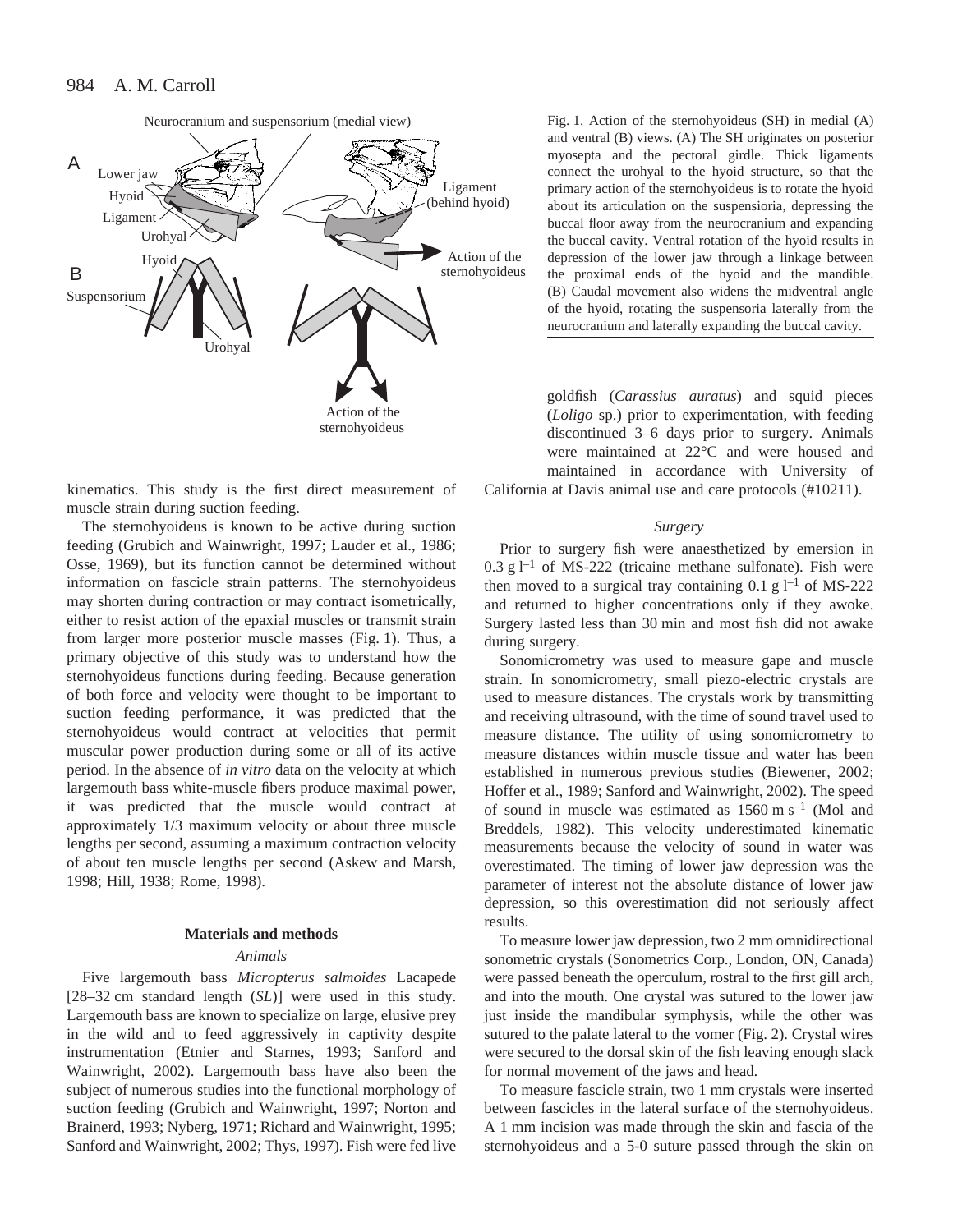Fig. 1. Action of the sternohyoideus (SH) in medial (A) and ventral (B) views. (A) The SH originates on posterior myosepta and the pectoral girdle. Thick ligaments connect the urohyal to the hyoid structure, so that the primary action of the sternohyoideus is to rotate the hyoid about its articulation on the suspensioria, depressing the buccal floor away from the neurocranium and expanding the buccal cavity. Ventral rotation of the hyoid results in depression of the lower jaw through a linkage between the proximal ends of the hyoid and the mandible. (B) Caudal movement also widens the midventral angle of the hyoid, rotating the suspensoria laterally from the neurocranium and laterally expanding the buccal cavity.

kinematics. This study is the first direct measurement of muscle strain during suction feeding.

The sternohyoideus is known to be active during suction feeding (Grubich and Wainwright, 1997; Lauder et al., 1986; Osse, 1969), but its function cannot be determined without information on fascicle strain patterns. The sternohyoideus may shorten during contraction or may contract isometrically, either to resist action of the epaxial muscles or transmit strain from larger more posterior muscle masses (Fig. 1). Thus, a primary objective of this study was to understand how the sternohyoideus functions during feeding. Because generation of both force and velocity were thought to be important to suction feeding performance, it was predicted that the sternohyoideus would contract at velocities that permit muscular power production during some or all of its active period. In the absence of *in vitro* data on the velocity at which largemouth bass white-muscle fibers produce maximal power, it was predicted that the muscle would contract at approximately 1/3 maximum velocity or about three muscle lengths per second, assuming a maximum contraction velocity of about ten muscle lengths per second (Askew and Marsh, 1998; Hill, 1938; Rome, 1998).

## Materials and methods

### Animals

Five largemouth bass *Micropterus salmoides* Lacapede [28–32 cm standard length (*SL*)] were used in this study. Largemouth bass are known to specialize on large, elusive prey in the wild and to feed aggressively in captivity despite instrumentation (Etnier and Starnes, 1993; Sanford and Wainwright, 2002). Largemouth bass have also been the subject of numerous studies into the functional morphology of suction feeding (Grubich and Wainwright, 1997; Norton and Brainerd, 1993; Nyberg, 1971; Richard and Wainwright, 1995; Sanford and Wainwright, 2002; Thys, 1997). Fish were fed live goldfish (*Carassius auratus*) and squid pieces (*Loligo* sp.) prior to experimentation, with feeding discontinued 3–6 days prior to surgery. Animals were maintained at 22°C and were housed and maintained in accordance with University of California at Davis animal use and care protocols (#10211).

### Surgery

Prior to surgery fish were anaesthetized by emersion in 0.3 g $l^{-1}$ of MS-222 (tricaine methane sulfonate). Fish were then moved to a surgical tray containing 0.1 g $l^{-1}$ of MS-222 and returned to higher concentrations only if they awoke. Surgery lasted less than 30 min and most fish did not awake during surgery.

Sonomicrometry was used to measure gape and muscle strain. In sonomicrometry, small piezo-electric crystals are used to measure distances. The crystals work by transmitting and receiving ultrasound, with the time of sound travel used to measure distance. The utility of using sonomicrometry to measure distances within muscle tissue and water has been established in numerous previous studies (Biewener, 2002; Hoffer et al., 1989; Sanford and Wainwright, 2002). The speed of sound in muscle was estimated as 1560 m $s^{-1}$ (Mol and Breddels, 1982). This velocity underestimated kinematic measurements because the velocity of sound in water was overestimated. The timing of lower jaw depression was the parameter of interest not the absolute distance of lower jaw depression, so this overestimation did not seriously affect results.

To measure lower jaw depression, two 2 mm omnidirectional sonometric crystals (Sonometrics Corp., London, ON, Canada) were passed beneath the operculum, rostral to the first gill arch, and into the mouth. One crystal was sutured to the lower jaw just inside the mandibular symphysis, while the other was sutured to the palate lateral to the vomer (Fig. 2). Crystal wires were secured to the dorsal skin of the fish leaving enough slack for normal movement of the jaws and head.

To measure fascicle strain, two 1 mm crystals were inserted between fascicles in the lateral surface of the sternohyoideus. A 1 mm incision was made through the skin and fascia of the sternohyoideus and a 5-0 suture passed through the skin on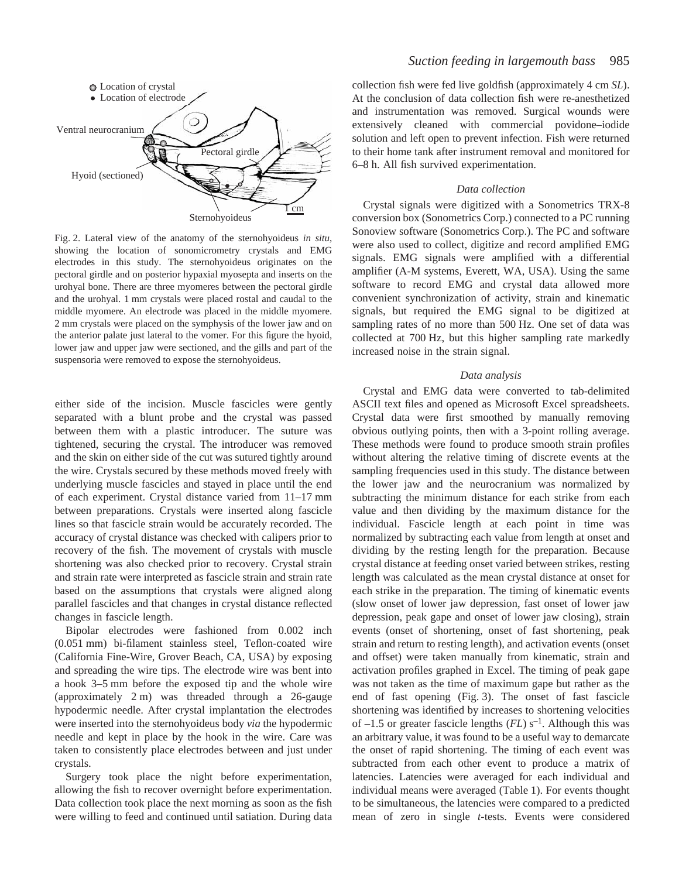Location of crystal

Location of electrode

Ventral neurocranium

Pectoral girdle

Hyoid (sectioned)

1 cm

Sternohyoideus

Fig. 2. Lateral view of the anatomy of the sternohyoideus *in situ*, showing the location of sonomicrometry crystals and EMG electrodes in this study. The sternohyoideus originates on the pectoral girdle and on posterior hypaxial myosepta and inserts on the urohyal bone. There are three myomeres between the pectoral girdle and the urohyal. 1 mm crystals were placed rostal and caudal to the middle myomere. An electrode was placed in the middle myomere. 2 mm crystals were placed on the symphysis of the lower jaw and on the anterior palate just lateral to the vomer. For this figure the hyoid, lower jaw and upper jaw were sectioned, and the gills and part of the suspensoria were removed to expose the sternohyoideus.

either side of the incision. Muscle fascicles were gently separated with a blunt probe and the crystal was passed between them with a plastic introducer. The suture was tightened, securing the crystal. The introducer was removed and the skin on either side of the cut was sutured tightly around the wire. Crystals secured by these methods moved freely with underlying muscle fascicles and stayed in place until the end of each experiment. Crystal distance varied from 11–17 mm between preparations. Crystals were inserted along fascicle lines so that fascicle strain would be accurately recorded. The accuracy of crystal distance was checked with calipers prior to recovery of the fish. The movement of crystals with muscle shortening was also checked prior to recovery. Crystal strain and strain rate were interpreted as fascicle strain and strain rate based on the assumptions that crystals were aligned along parallel fascicles and that changes in crystal distance reflected changes in fascicle length.

Bipolar electrodes were fashioned from 0.002 inch (0.051 mm) bi-filament stainless steel, Teflon-coated wire (California Fine-Wire, Grover Beach, CA, USA) by exposing and spreading the wire tips. The electrode wire was bent into a hook 3–5 mm before the exposed tip and the whole wire (approximately 2 m) was threaded through a 26-gauge hypodermic needle. After crystal implantation the electrodes were inserted into the sternohyoideus body *via* the hypodermic needle and kept in place by the hook in the wire. Care was taken to consistently place electrodes between and just under crystals.

Surgery took place the night before experimentation, allowing the fish to recover overnight before experimentation. Data collection took place the next morning as soon as the fish were willing to feed and continued until satiation. During data collection fish were fed live goldfish (approximately 4 cm *SL*). At the conclusion of data collection fish were re-anesthetized and instrumentation was removed. Surgical wounds were extensively cleaned with commercial povidone–iodide solution and left open to prevent infection. Fish were returned to their home tank after instrument removal and monitored for 6–8 h. All fish survived experimentation.

### *Data collection*

Crystal signals were digitized with a Sonometrics TRX-8 conversion box (Sonometrics Corp.) connected to a PC running Sonoview software (Sonometrics Corp.). The PC and software were also used to collect, digitize and record amplified EMG signals. EMG signals were amplified with a differential amplifier (A-M systems, Everett, WA, USA). Using the same software to record EMG and crystal data allowed more convenient synchronization of activity, strain and kinematic signals, but required the EMG signal to be digitized at sampling rates of no more than 500 Hz. One set of data was collected at 700 Hz, but this higher sampling rate markedly increased noise in the strain signal.

### *Data analysis*

Crystal and EMG data were converted to tab-delimited ASCII text files and opened as Microsoft Excel spreadsheets. Crystal data were first smoothed by manually removing obvious outlying points, then with a 3-point rolling average. These methods were found to produce smooth strain profiles without altering the relative timing of discrete events at the sampling frequencies used in this study. The distance between the lower jaw and the neurocranium was normalized by subtracting the minimum distance for each strike from each value and then dividing by the maximum distance for the individual. Fascicle length at each point in time was normalized by subtracting each value from length at onset and dividing by the resting length for the preparation. Because crystal distance at feeding onset varied between strikes, resting length was calculated as the mean crystal distance at onset for each strike in the preparation. The timing of kinematic events (slow onset of lower jaw depression, fast onset of lower jaw depression, peak gape and onset of lower jaw closing), strain events (onset of shortening, onset of fast shortening, peak strain and return to resting length), and activation events (onset and offset) were taken manually from kinematic, strain and activation profiles graphed in Excel. The timing of peak gape was not taken as the time of maximum gape but rather as the end of fast opening (Fig. 3). The onset of fast fascicle shortening was identified by increases to shortening velocities of –1.5 or greater fascicle lengths (*FL*) $s^{-1}$. Although this was an arbitrary value, it was found to be a useful way to demarcate the onset of rapid shortening. The timing of each event was subtracted from each other event to produce a matrix of latencies. Latencies were averaged for each individual and individual means were averaged (Table 1). For events thought to be simultaneous, the latencies were compared to a predicted mean of zero in single *t*-tests. Events were considered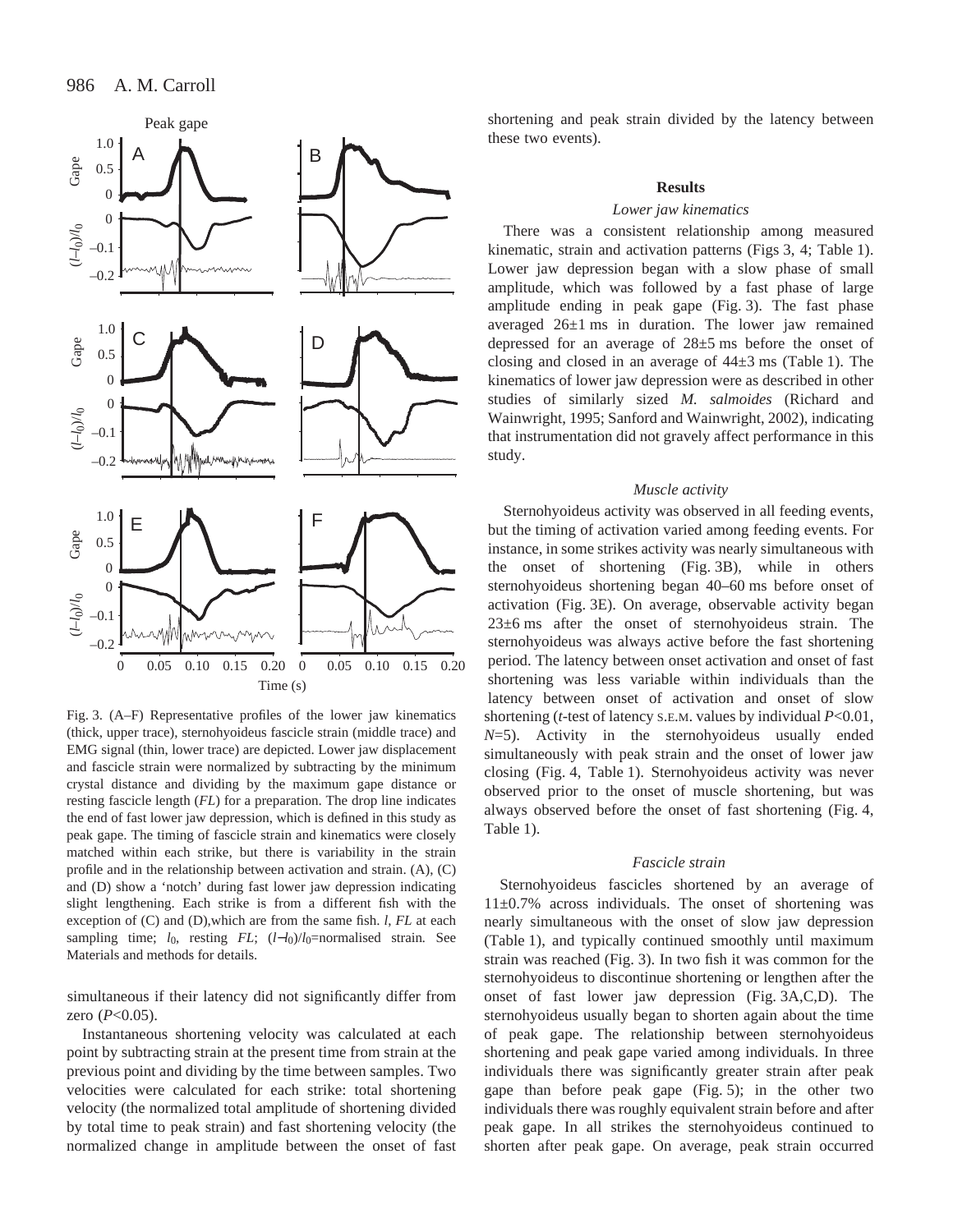Fig. 3. (A–F) Representative profiles of the lower jaw kinematics (thick, upper trace), sternohyoideus fascicle strain (middle trace) and EMG signal (thin, lower trace) are depicted. Lower jaw displacement and fascicle strain were normalized by subtracting by the minimum crystal distance and dividing by the maximum gape distance or resting fascicle length (*FL*) for a preparation. The drop line indicates the end of fast lower jaw depression, which is defined in this study as peak gape. The timing of fascicle strain and kinematics were closely matched within each strike, but there is variability in the strain profile and in the relationship between activation and strain. (A), (C) and (D) show a 'notch' during fast lower jaw depression indicating slight lengthening. Each strike is from a different fish with the exception of (C) and (D),which are from the same fish. $l$, *FL* at each sampling time; $l_0$, resting *FL*; $(l-l_0)/l_0$=normalised strain. See Materials and methods for details.

simultaneous if their latency did not significantly differ from zero ($P<0.05$).

Instantaneous shortening velocity was calculated at each point by subtracting strain at the present time from strain at the previous point and dividing by the time between samples. Two velocities were calculated for each strike: total shortening velocity (the normalized total amplitude of shortening divided by total time to peak strain) and fast shortening velocity (the normalized change in amplitude between the onset of fast shortening and peak strain divided by the latency between these two events).

## Results

### *Lower jaw kinematics*

There was a consistent relationship among measured kinematic, strain and activation patterns (Figs 3, 4; Table 1). Lower jaw depression began with a slow phase of small amplitude, which was followed by a fast phase of large amplitude ending in peak gape (Fig. 3). The fast phase averaged 26±1 ms in duration. The lower jaw remained depressed for an average of 28±5 ms before the onset of closing and closed in an average of 44±3 ms (Table 1). The kinematics of lower jaw depression were as described in other studies of similarly sized *M. salmoides* (Richard and Wainwright, 1995; Sanford and Wainwright, 2002), indicating that instrumentation did not gravely affect performance in this study.

### *Muscle activity*

Sternohyoideus activity was observed in all feeding events, but the timing of activation varied among feeding events. For instance, in some strikes activity was nearly simultaneous with the onset of shortening (Fig. 3B), while in others sternohyoideus shortening began 40–60 ms before onset of activation (Fig. 3E). On average, observable activity began 23±6 ms after the onset of sternohyoideus strain. The sternohyoideus was always active before the fast shortening period. The latency between onset activation and onset of fast shortening was less variable within individuals than the latency between onset of activation and onset of slow shortening (*t*-test of latency S.E.M. values by individual $P<0.01$, $N=5$). Activity in the sternohyoideus usually ended simultaneously with peak strain and the onset of lower jaw closing (Fig. 4, Table 1). Sternohyoideus activity was never observed prior to the onset of muscle shortening, but was always observed before the onset of fast shortening (Fig. 4, Table 1).

### *Fascicle strain*

Sternohyoideus fascicles shortened by an average of 11±0.7% across individuals. The onset of shortening was nearly simultaneous with the onset of slow jaw depression (Table 1), and typically continued smoothly until maximum strain was reached (Fig. 3). In two fish it was common for the sternohyoideus to discontinue shortening or lengthen after the onset of fast lower jaw depression (Fig. 3A,C,D). The sternohyoideus usually began to shorten again about the time of peak gape. The relationship between sternohyoideus shortening and peak gape varied among individuals. In three individuals there was significantly greater strain after peak gape than before peak gape (Fig. 5); in the other two individuals there was roughly equivalent strain before and after peak gape. In all strikes the sternohyoideus continued to shorten after peak gape. On average, peak strain occurred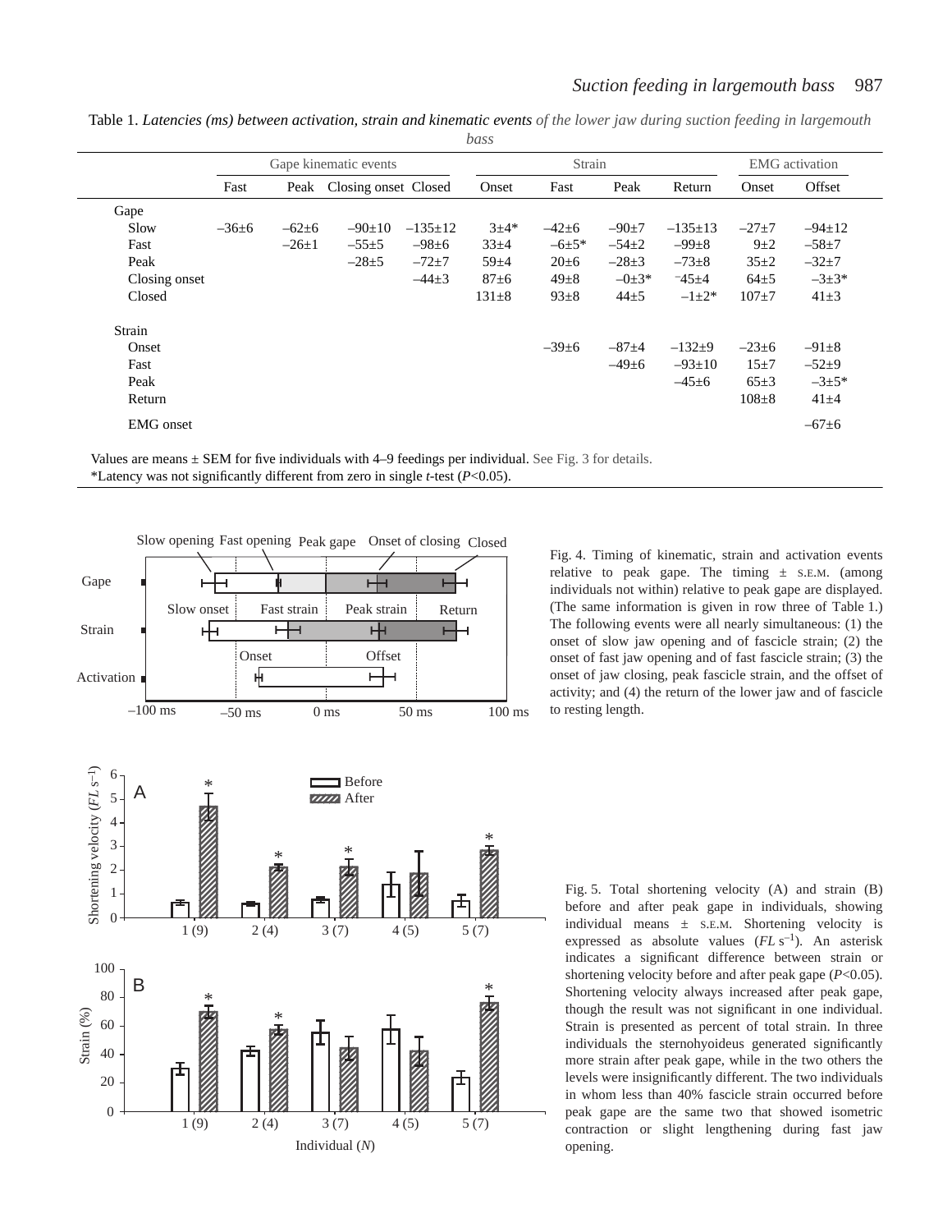Table 1. *Latencies (ms) between activation, strain and kinematic events of the lower jaw during suction feeding in largemouth bass*

| | Gape kinematic events | | | | Strain | | | | EMG activation | |
|---|---|---|---|---|---|---|---|---|---|---|
| | Fast | Peak | Closing onset | Closed | Onset | Fast | Peak | Return | Onset | Offset |
| **Gape** | | | | | | | | | | |
| Slow | –36±6 | –62±6 | –90±10 | –135±12 | 3±4* | –42±6 | –90±7 | –135±13 | –27±7 | –94±12 |
| Fast | | –26±1 | –55±5 | –98±6 | 33±4 | –6±5* | –54±2 | –99±8 | 9±2 | –58±7 |
| Peak | | | –28±5 | –72±7 | 59±4 | 20±6 | –28±3 | –73±8 | 35±2 | –32±7 |
| Closing onset | | | | –44±3 | 87±6 | 49±8 | –0±3* | –45±4 | 64±5 | –3±3* |
| Closed | | | | | 131±8 | 93±8 | 44±5 | –1±2* | 107±7 | 41±3 |
| **Strain** | | | | | | | | | | |
| Onset | | | | | | –39±6 | –87±4 | –132±9 | –23±6 | –91±8 |
| Fast | | | | | | | –49±6 | –93±10 | 15±7 | –52±9 |
| Peak | | | | | | | | –45±6 | 65±3 | –3±5* |
| Return | | | | | | | | | 108±8 | 41±4 |
| EMG onset | | | | | | | | | | –67±6 |

Values are means ± SEM for five individuals with 4–9 feedings per individual. See Fig. 3 for details.
*Latency was not significantly different from zero in single *t*-test ($P<0.05$).

Fig. 4. Timing of kinematic, strain and activation events relative to peak gape. The timing ± S.E.M. (among individuals not within) relative to peak gape are displayed. (The same information is given in row three of Table 1.) The following events were all nearly simultaneous: (1) the onset of slow jaw opening and of fascicle strain; (2) the onset of fast jaw opening and of fast fascicle strain; (3) the onset of jaw closing, peak fascicle strain, and the offset of activity; and (4) the return of the lower jaw and of fascicle to resting length.

Fig. 5. Total shortening velocity (A) and strain (B) before and after peak gape in individuals, showing individual means ± S.E.M. Shortening velocity is expressed as absolute values ($FL\ s^{-1}$). An asterisk indicates a significant difference between strain or shortening velocity before and after peak gape ($P<0.05$). Shortening velocity always increased after peak gape, though the result was not significant in one individual. Strain is presented as percent of total strain. In three individuals the sternohyoideus generated significantly more strain after peak gape, while in the two others the levels were insignificantly different. The two individuals in whom less than 40% fascicle strain occurred before peak gape are the same two that showed isometric contraction or slight lengthening during fast jaw opening.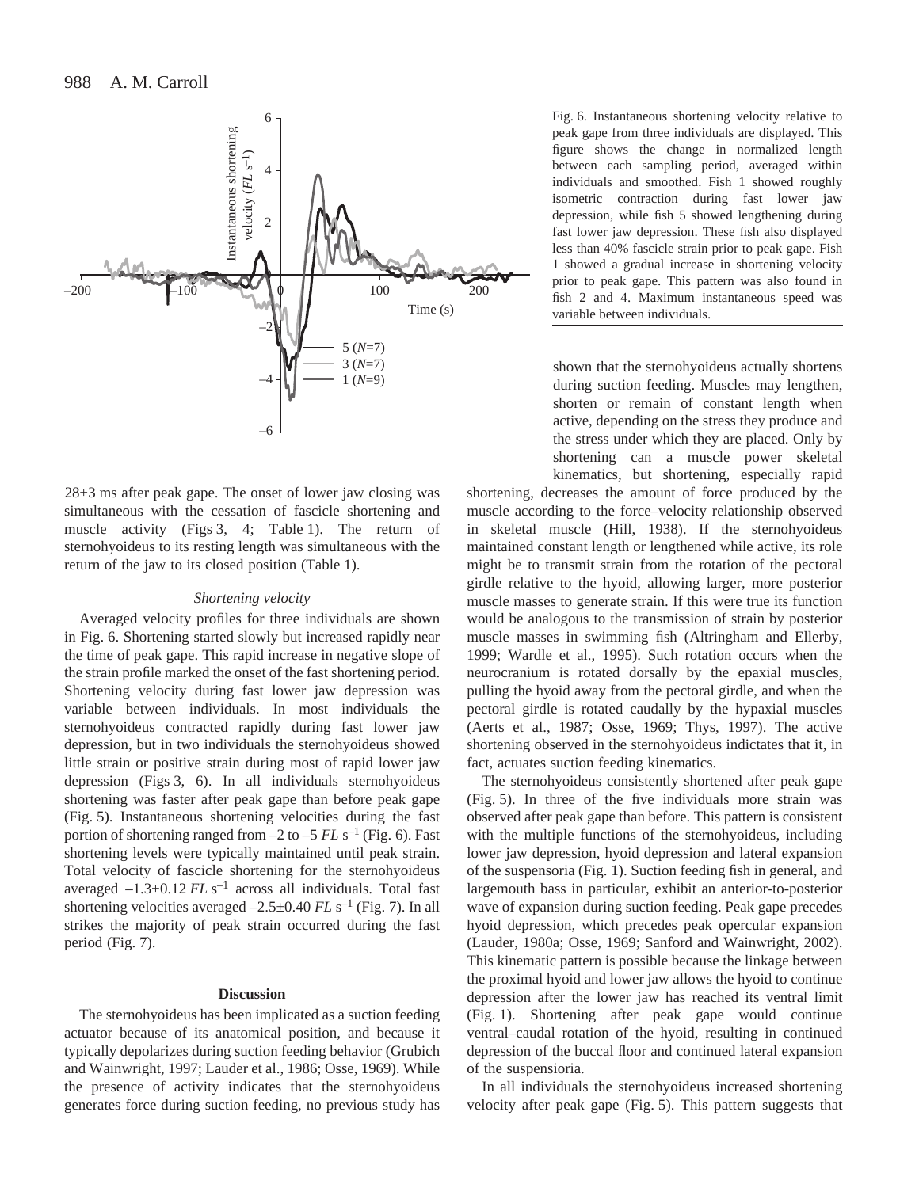Fig. 6. Instantaneous shortening velocity relative to peak gape from three individuals are displayed. This figure shows the change in normalized length between each sampling period, averaged within individuals and smoothed. Fish 1 showed roughly isometric contraction during fast lower jaw depression, while fish 5 showed lengthening during fast lower jaw depression. These fish also displayed less than 40% fascicle strain prior to peak gape. Fish 1 showed a gradual increase in shortening velocity prior to peak gape. This pattern was also found in fish 2 and 4. Maximum instantaneous speed was variable between individuals.

28±3 ms after peak gape. The onset of lower jaw closing was simultaneous with the cessation of fascicle shortening and muscle activity (Figs 3, 4; Table 1). The return of sternohyoideus to its resting length was simultaneous with the return of the jaw to its closed position (Table 1).

### *Shortening velocity*

Averaged velocity profiles for three individuals are shown in Fig. 6. Shortening started slowly but increased rapidly near the time of peak gape. This rapid increase in negative slope of the strain profile marked the onset of the fast shortening period. Shortening velocity during fast lower jaw depression was variable between individuals. In most individuals the sternohyoideus contracted rapidly during fast lower jaw depression, but in two individuals the sternohyoideus showed little strain or positive strain during most of rapid lower jaw depression (Figs 3, 6). In all individuals sternohyoideus shortening was faster after peak gape than before peak gape (Fig. 5). Instantaneous shortening velocities during the fast portion of shortening ranged from –2 to –5 $FL\ s^{-1}$ (Fig. 6). Fast shortening levels were typically maintained until peak strain. Total velocity of fascicle shortening for the sternohyoideus averaged –1.3±0.12 $FL\ s^{-1}$ across all individuals. Total fast shortening velocities averaged –2.5±0.40 $FL\ s^{-1}$ (Fig. 7). In all strikes the majority of peak strain occurred during the fast period (Fig. 7).

## Discussion

The sternohyoideus has been implicated as a suction feeding actuator because of its anatomical position, and because it typically depolarizes during suction feeding behavior (Grubich and Wainwright, 1997; Lauder et al., 1986; Osse, 1969). While the presence of activity indicates that the sternohyoideus generates force during suction feeding, no previous study has shown that the sternohyoideus actually shortens during suction feeding. Muscles may lengthen, shorten or remain of constant length when active, depending on the stress they produce and the stress under which they are placed. Only by shortening can a muscle power skeletal kinematics, but shortening, especially rapid shortening, decreases the amount of force produced by the muscle according to the force–velocity relationship observed in skeletal muscle (Hill, 1938). If the sternohyoideus maintained constant length or lengthened while active, its role might be to transmit strain from the rotation of the pectoral girdle relative to the hyoid, allowing larger, more posterior muscle masses to generate strain. If this were true its function would be analogous to the transmission of strain by posterior muscle masses in swimming fish (Altringham and Ellerby, 1999; Wardle et al., 1995). Such rotation occurs when the neurocranium is rotated dorsally by the epaxial muscles, pulling the hyoid away from the pectoral girdle, and when the pectoral girdle is rotated caudally by the hypaxial muscles (Aerts et al., 1987; Osse, 1969; Thys, 1997). The active shortening observed in the sternohyoideus indictates that it, in fact, actuates suction feeding kinematics.

The sternohyoideus consistently shortened after peak gape (Fig. 5). In three of the five individuals more strain was observed after peak gape than before. This pattern is consistent with the multiple functions of the sternohyoideus, including lower jaw depression, hyoid depression and lateral expansion of the suspensoria (Fig. 1). Suction feeding fish in general, and largemouth bass in particular, exhibit an anterior-to-posterior wave of expansion during suction feeding. Peak gape precedes hyoid depression, which precedes peak opercular expansion (Lauder, 1980a; Osse, 1969; Sanford and Wainwright, 2002). This kinematic pattern is possible because the linkage between the proximal hyoid and lower jaw allows the hyoid to continue depression after the lower jaw has reached its ventral limit (Fig. 1). Shortening after peak gape would continue ventral–caudal rotation of the hyoid, resulting in continued depression of the buccal floor and continued lateral expansion of the suspensioria.

In all individuals the sternohyoideus increased shortening velocity after peak gape (Fig. 5). This pattern suggests that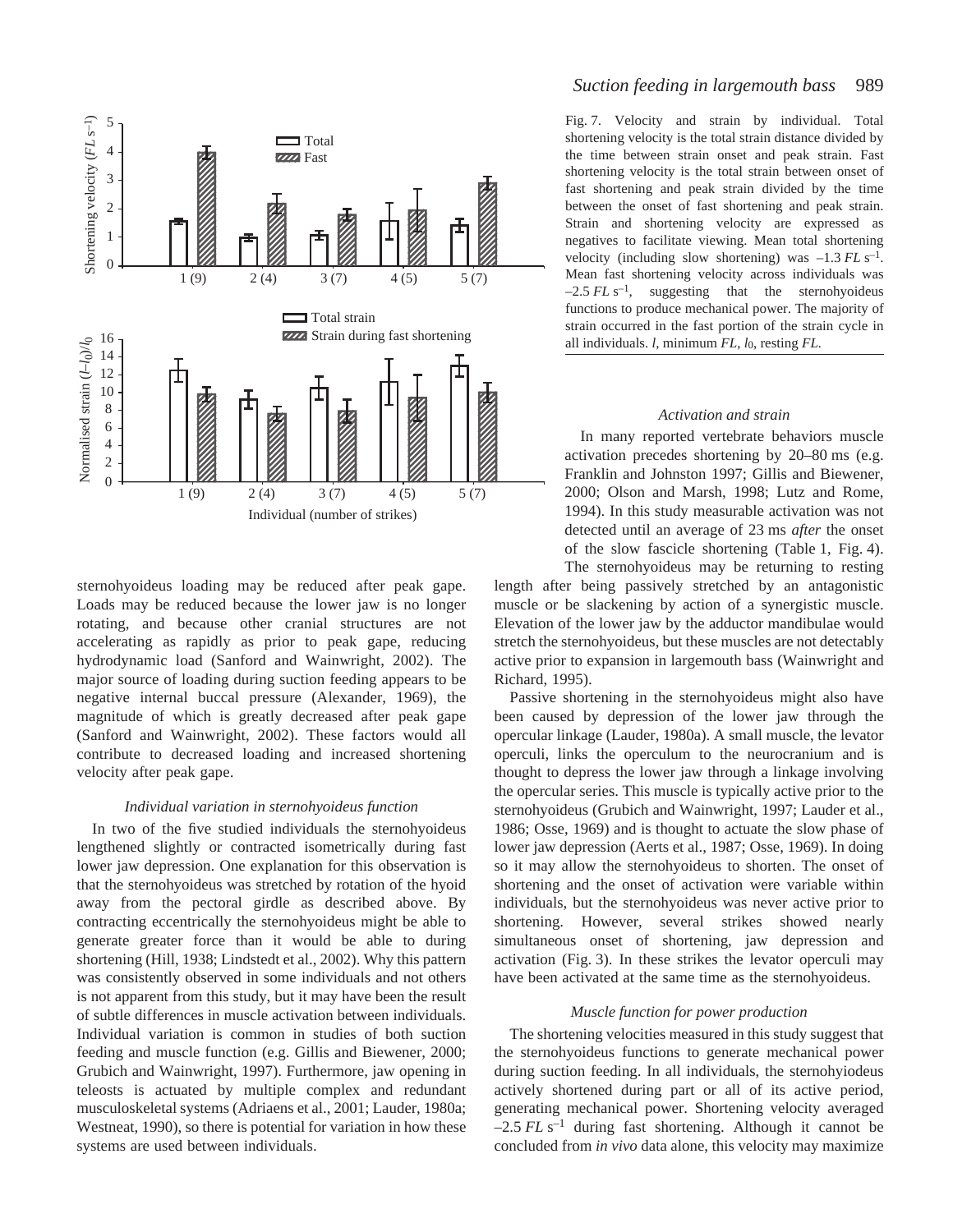Fig. 7. Velocity and strain by individual. Total shortening velocity is the total strain distance divided by the time between strain onset and peak strain. Fast shortening velocity is the total strain between onset of fast shortening and peak strain divided by the time between the onset of fast shortening and peak strain. Strain and shortening velocity are expressed as negatives to facilitate viewing. Mean total shortening velocity (including slow shortening) was $-1.3$ *FL* s$^{-1}$. Mean fast shortening velocity across individuals was $-2.5$ *FL* s$^{-1}$, suggesting that the sternohyoideus functions to produce mechanical power. The majority of strain occurred in the fast portion of the strain cycle in all individuals. *l*, minimum *FL*, $l_0$, resting *FL*.

sternohyoideus loading may be reduced after peak gape. Loads may be reduced because the lower jaw is no longer rotating, and because other cranial structures are not accelerating as rapidly as prior to peak gape, reducing hydrodynamic load (Sanford and Wainwright, 2002). The major source of loading during suction feeding appears to be negative internal buccal pressure (Alexander, 1969), the magnitude of which is greatly decreased after peak gape (Sanford and Wainwright, 2002). These factors would all contribute to decreased loading and increased shortening velocity after peak gape.

### *Individual variation in sternohyoideus function*

In two of the five studied individuals the sternohyoideus lengthened slightly or contracted isometrically during fast lower jaw depression. One explanation for this observation is that the sternohyoideus was stretched by rotation of the hyoid away from the pectoral girdle as described above. By contracting eccentrically the sternohyoideus might be able to generate greater force than it would be able to during shortening (Hill, 1938; Lindstedt et al., 2002). Why this pattern was consistently observed in some individuals and not others is not apparent from this study, but it may have been the result of subtle differences in muscle activation between individuals. Individual variation is common in studies of both suction feeding and muscle function (e.g. Gillis and Biewener, 2000; Grubich and Wainwright, 1997). Furthermore, jaw opening in teleosts is actuated by multiple complex and redundant musculoskeletal systems (Adriaens et al., 2001; Lauder, 1980a; Westneat, 1990), so there is potential for variation in how these systems are used between individuals.

### *Activation and strain*

In many reported vertebrate behaviors muscle activation precedes shortening by 20–80 ms (e.g. Franklin and Johnston 1997; Gillis and Biewener, 2000; Olson and Marsh, 1998; Lutz and Rome, 1994). In this study measurable activation was not detected until an average of 23 ms *after* the onset of the slow fascicle shortening (Table 1, Fig. 4). The sternohyoideus may be returning to resting length after being passively stretched by an antagonistic muscle or be slackening by action of a synergistic muscle. Elevation of the lower jaw by the adductor mandibulae would stretch the sternohyoideus, but these muscles are not detectably active prior to expansion in largemouth bass (Wainwright and Richard, 1995).

Passive shortening in the sternohyoideus might also have been caused by depression of the lower jaw through the opercular linkage (Lauder, 1980a). A small muscle, the levator operculi, links the operculum to the neurocranium and is thought to depress the lower jaw through a linkage involving the opercular series. This muscle is typically active prior to the sternohyoideus (Grubich and Wainwright, 1997; Lauder et al., 1986; Osse, 1969) and is thought to actuate the slow phase of lower jaw depression (Aerts et al., 1987; Osse, 1969). In doing so it may allow the sternohyoideus to shorten. The onset of shortening and the onset of activation were variable within individuals, but the sternohyoideus was never active prior to shortening. However, several strikes showed nearly simultaneous onset of shortening, jaw depression and activation (Fig. 3). In these strikes the levator operculi may have been activated at the same time as the sternohyoideus.

### *Muscle function for power production*

The shortening velocities measured in this study suggest that the sternohyoideus functions to generate mechanical power during suction feeding. In all individuals, the sternohyiodeus actively shortened during part or all of its active period, generating mechanical power. Shortening velocity averaged $-2.5$ *FL* s$^{-1}$ during fast shortening. Although it cannot be concluded from *in vivo* data alone, this velocity may maximize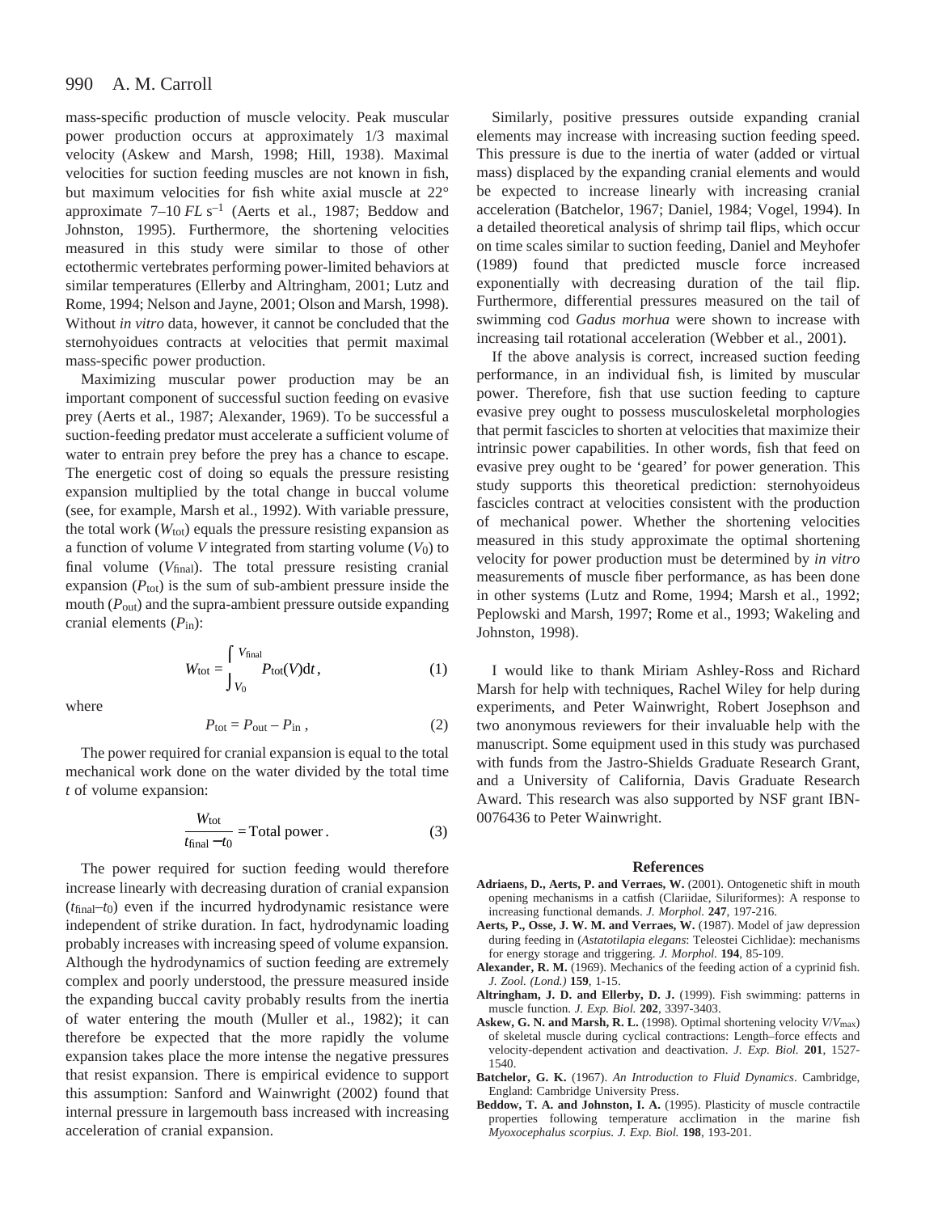mass-specific production of muscle velocity. Peak muscular power production occurs at approximately 1/3 maximal velocity (Askew and Marsh, 1998; Hill, 1938). Maximal velocities for suction feeding muscles are not known in fish, but maximum velocities for fish white axial muscle at 22° approximate 7–10 $FL\ s^{-1}$ (Aerts et al., 1987; Beddow and Johnston, 1995). Furthermore, the shortening velocities measured in this study were similar to those of other ectothermic vertebrates performing power-limited behaviors at similar temperatures (Ellerby and Altringham, 2001; Lutz and Rome, 1994; Nelson and Jayne, 2001; Olson and Marsh, 1998). Without *in vitro* data, however, it cannot be concluded that the sternohyoidues contracts at velocities that permit maximal mass-specific power production.

Maximizing muscular power production may be an important component of successful suction feeding on evasive prey (Aerts et al., 1987; Alexander, 1969). To be successful a suction-feeding predator must accelerate a sufficient volume of water to entrain prey before the prey has a chance to escape. The energetic cost of doing so equals the pressure resisting expansion multiplied by the total change in buccal volume (see, for example, Marsh et al., 1992). With variable pressure, the total work ($W_{tot}$) equals the pressure resisting expansion as a function of volume $V$ integrated from starting volume ($V_0$) to final volume ($V_{final}$). The total pressure resisting cranial expansion ($P_{tot}$) is the sum of sub-ambient pressure inside the mouth ($P_{out}$) and the supra-ambient pressure outside expanding cranial elements ($P_{in}$):

$$W_{tot} = \int_{V_0}^{V_{final}} P_{tot}(V)dt\,, \qquad (1)$$

where

$$P_{tot} = P_{out} - P_{in}\,, \qquad (2)$$

The power required for cranial expansion is equal to the total mechanical work done on the water divided by the total time $t$ of volume expansion:

$$\frac{W_{tot}}{t_{final} - t_0} = \text{Total power}\,. \qquad (3)$$

The power required for suction feeding would therefore increase linearly with decreasing duration of cranial expansion ($t_{final}$–$t_0$) even if the incurred hydrodynamic resistance were independent of strike duration. In fact, hydrodynamic loading probably increases with increasing speed of volume expansion. Although the hydrodynamics of suction feeding are extremely complex and poorly understood, the pressure measured inside the expanding buccal cavity probably results from the inertia of water entering the mouth (Muller et al., 1982); it can therefore be expected that the more rapidly the volume expansion takes place the more intense the negative pressures that resist expansion. There is empirical evidence to support this assumption: Sanford and Wainwright (2002) found that internal pressure in largemouth bass increased with increasing acceleration of cranial expansion.

Similarly, positive pressures outside expanding cranial elements may increase with increasing suction feeding speed. This pressure is due to the inertia of water (added or virtual mass) displaced by the expanding cranial elements and would be expected to increase linearly with increasing cranial acceleration (Batchelor, 1967; Daniel, 1984; Vogel, 1994). In a detailed theoretical analysis of shrimp tail flips, which occur on time scales similar to suction feeding, Daniel and Meyhofer (1989) found that predicted muscle force increased exponentially with decreasing duration of the tail flip. Furthermore, differential pressures measured on the tail of swimming cod *Gadus morhua* were shown to increase with increasing tail rotational acceleration (Webber et al., 2001).

If the above analysis is correct, increased suction feeding performance, in an individual fish, is limited by muscular power. Therefore, fish that use suction feeding to capture evasive prey ought to possess musculoskeletal morphologies that permit fascicles to shorten at velocities that maximize their intrinsic power capabilities. In other words, fish that feed on evasive prey ought to be 'geared' for power generation. This study supports this theoretical prediction: sternohyoideus fascicles contract at velocities consistent with the production of mechanical power. Whether the shortening velocities measured in this study approximate the optimal shortening velocity for power production must be determined by *in vitro* measurements of muscle fiber performance, as has been done in other systems (Lutz and Rome, 1994; Marsh et al., 1992; Peplowski and Marsh, 1997; Rome et al., 1993; Wakeling and Johnston, 1998).

I would like to thank Miriam Ashley-Ross and Richard Marsh for help with techniques, Rachel Wiley for help during experiments, and Peter Wainwright, Robert Josephson and two anonymous reviewers for their invaluable help with the manuscript. Some equipment used in this study was purchased with funds from the Jastro-Shields Graduate Research Grant, and a University of California, Davis Graduate Research Award. This research was also supported by NSF grant IBN-0076436 to Peter Wainwright.

## References

**Adriaens, D., Aerts, P. and Verraes, W.** (2001). Ontogenetic shift in mouth opening mechanisms in a catfish (Clariidae, Siluriformes): A response to increasing functional demands. *J. Morphol.* **247**, 197-216.

**Aerts, P., Osse, J. W. M. and Verraes, W.** (1987). Model of jaw depression during feeding in (*Astatotilapia elegans*: Teleostei Cichlidae): mechanisms for energy storage and triggering. *J. Morphol.* **194**, 85-109.

**Alexander, R. M.** (1969). Mechanics of the feeding action of a cyprinid fish. *J. Zool. (Lond.)* **159**, 1-15.

**Altringham, J. D. and Ellerby, D. J.** (1999). Fish swimming: patterns in muscle function. *J. Exp. Biol.* **202**, 3397-3403.

**Askew, G. N. and Marsh, R. L.** (1998). Optimal shortening velocity $V/V_{max}$) of skeletal muscle during cyclical contractions: Length–force effects and velocity-dependent activation and deactivation. *J. Exp. Biol.* **201**, 1527-1540.

**Batchelor, G. K.** (1967). *An Introduction to Fluid Dynamics*. Cambridge, England: Cambridge University Press.

**Beddow, T. A. and Johnston, I. A.** (1995). Plasticity of muscle contractile properties following temperature acclimation in the marine fish *Myoxocephalus scorpius*. *J. Exp. Biol.* **198**, 193-201.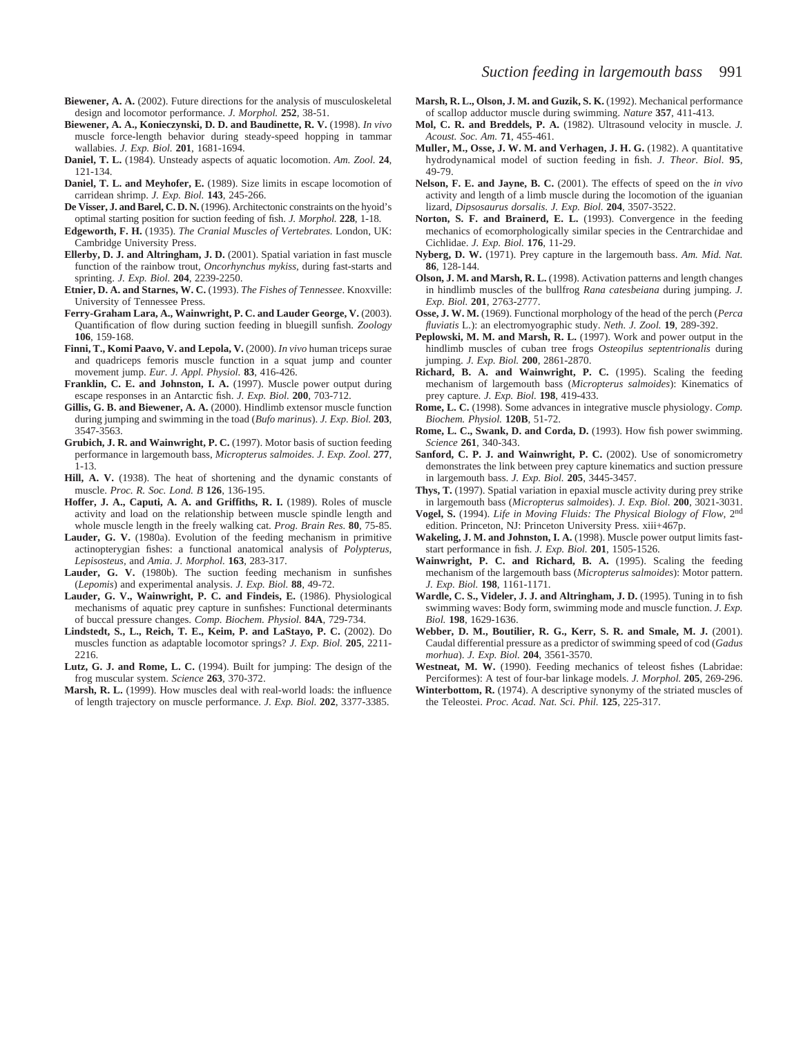**Biewener, A. A.** (2002). Future directions for the analysis of musculoskeletal design and locomotor performance. *J. Morphol.* **252**, 38-51.

**Biewener, A. A., Konieczynski, D. D. and Baudinette, R. V.** (1998). *In vivo* muscle force-length behavior during steady-speed hopping in tammar wallabies. *J. Exp. Biol.* **201**, 1681-1694.

**Daniel, T. L.** (1984). Unsteady aspects of aquatic locomotion. *Am. Zool.* **24**, 121-134.

**Daniel, T. L. and Meyhofer, E.** (1989). Size limits in escape locomotion of carridean shrimp. *J. Exp. Biol.* **143**, 245-266.

**De Visser, J. and Barel, C. D. N.** (1996). Architectonic constraints on the hyoid's optimal starting position for suction feeding of fish. *J. Morphol.* **228**, 1-18.

**Edgeworth, F. H.** (1935). *The Cranial Muscles of Vertebrates.* London, UK: Cambridge University Press.

**Ellerby, D. J. and Altringham, J. D.** (2001). Spatial variation in fast muscle function of the rainbow trout, *Oncorhynchus mykiss*, during fast-starts and sprinting. *J. Exp. Biol.* **204**, 2239-2250.

**Etnier, D. A. and Starnes, W. C.** (1993). *The Fishes of Tennessee*. Knoxville: University of Tennessee Press.

**Ferry-Graham Lara, A., Wainwright, P. C. and Lauder George, V.** (2003). Quantification of flow during suction feeding in bluegill sunfish. *Zoology* **106**, 159-168.

**Finni, T., Komi Paavo, V. and Lepola, V.** (2000). *In vivo* human triceps surae and quadriceps femoris muscle function in a squat jump and counter movement jump. *Eur. J. Appl. Physiol.* **83**, 416-426.

**Franklin, C. E. and Johnston, I. A.** (1997). Muscle power output during escape responses in an Antarctic fish. *J. Exp. Biol.* **200**, 703-712.

**Gillis, G. B. and Biewener, A. A.** (2000). Hindlimb extensor muscle function during jumping and swimming in the toad (*Bufo marinus*). *J. Exp. Biol.* **203**, 3547-3563.

**Grubich, J. R. and Wainwright, P. C.** (1997). Motor basis of suction feeding performance in largemouth bass, *Micropterus salmoides. J. Exp. Zool.* **277**, 1-13.

**Hill, A. V.** (1938). The heat of shortening and the dynamic constants of muscle. *Proc. R. Soc. Lond. B* **126**, 136-195.

**Hoffer, J. A., Caputi, A. A. and Griffiths, R. I.** (1989). Roles of muscle activity and load on the relationship between muscle spindle length and whole muscle length in the freely walking cat. *Prog. Brain Res.* **80**, 75-85.

**Lauder, G. V.** (1980a). Evolution of the feeding mechanism in primitive actinopterygian fishes: a functional anatomical analysis of *Polypterus, Lepisosteus,* and *Amia*. *J. Morphol.* **163**, 283-317.

**Lauder, G. V.** (1980b). The suction feeding mechanism in sunfishes (*Lepomis*) and experimental analysis. *J. Exp. Biol.* **88**, 49-72.

**Lauder, G. V., Wainwright, P. C. and Findeis, E.** (1986). Physiological mechanisms of aquatic prey capture in sunfishes: Functional determinants of buccal pressure changes. *Comp. Biochem. Physiol.* **84A**, 729-734.

**Lindstedt, S., L., Reich, T. E., Keim, P. and LaStayo, P. C.** (2002). Do muscles function as adaptable locomotor springs? *J. Exp. Biol.* **205**, 2211-2216.

**Lutz, G. J. and Rome, L. C.** (1994). Built for jumping: The design of the frog muscular system. *Science* **263**, 370-372.

**Marsh, R. L.** (1999). How muscles deal with real-world loads: the influence of length trajectory on muscle performance. *J. Exp. Biol.* **202**, 3377-3385.

**Marsh, R. L., Olson, J. M. and Guzik, S. K.** (1992). Mechanical performance of scallop adductor muscle during swimming. *Nature* **357**, 411-413.

**Mol, C. R. and Breddels, P. A.** (1982). Ultrasound velocity in muscle. *J. Acoust. Soc. Am.* **71**, 455-461.

**Muller, M., Osse, J. W. M. and Verhagen, J. H. G.** (1982). A quantitative hydrodynamical model of suction feeding in fish. *J. Theor. Biol.* **95**, 49-79.

**Nelson, F. E. and Jayne, B. C.** (2001). The effects of speed on the *in vivo* activity and length of a limb muscle during the locomotion of the iguanian lizard, *Dipsosaurus dorsalis*. *J. Exp. Biol.* **204**, 3507-3522.

**Norton, S. F. and Brainerd, E. L.** (1993). Convergence in the feeding mechanics of ecomorphologically similar species in the Centrarchidae and Cichlidae. *J. Exp. Biol.* **176**, 11-29.

**Nyberg, D. W.** (1971). Prey capture in the largemouth bass. *Am. Mid. Nat.* **86**, 128-144.

**Olson, J. M. and Marsh, R. L.** (1998). Activation patterns and length changes in hindlimb muscles of the bullfrog *Rana catesbeiana* during jumping. *J. Exp. Biol.* **201**, 2763-2777.

**Osse, J. W. M.** (1969). Functional morphology of the head of the perch (*Perca fluviatis* L.): an electromyographic study. *Neth. J. Zool.* **19**, 289-392.

**Peplowski, M. M. and Marsh, R. L.** (1997). Work and power output in the hindlimb muscles of cuban tree frogs *Osteopilus septentrionalis* during jumping. *J. Exp. Biol.* **200**, 2861-2870.

**Richard, B. A. and Wainwright, P. C.** (1995). Scaling the feeding mechanism of largemouth bass (*Micropterus salmoides*): Kinematics of prey capture. *J. Exp. Biol.* **198**, 419-433.

**Rome, L. C.** (1998). Some advances in integrative muscle physiology. *Comp. Biochem. Physiol.* **120B**, 51-72.

**Rome, L. C., Swank, D. and Corda, D.** (1993). How fish power swimming. *Science* **261**, 340-343.

**Sanford, C. P. J. and Wainwright, P. C.** (2002). Use of sonomicrometry demonstrates the link between prey capture kinematics and suction pressure in largemouth bass. *J. Exp. Biol.* **205**, 3445-3457.

**Thys, T.** (1997). Spatial variation in epaxial muscle activity during prey strike in largemouth bass (*Micropterus salmoides*). *J. Exp. Biol.* **200**, 3021-3031.

**Vogel, S.** (1994). *Life in Moving Fluids: The Physical Biology of Flow*, 2nd edition. Princeton, NJ: Princeton University Press. xiii+467p.

**Wakeling, J. M. and Johnston, I. A.** (1998). Muscle power output limits fast-start performance in fish. *J. Exp. Biol.* **201**, 1505-1526.

**Wainwright, P. C. and Richard, B. A.** (1995). Scaling the feeding mechanism of the largemouth bass (*Micropterus salmoides*): Motor pattern. *J. Exp. Biol.* **198**, 1161-1171.

**Wardle, C. S., Videler, J. J. and Altringham, J. D.** (1995). Tuning in to fish swimming waves: Body form, swimming mode and muscle function. *J. Exp. Biol.* **198**, 1629-1636.

**Webber, D. M., Boutilier, R. G., Kerr, S. R. and Smale, M. J.** (2001). Caudal differential pressure as a predictor of swimming speed of cod (*Gadus morhua*). *J. Exp. Biol.* **204**, 3561-3570.

**Westneat, M. W.** (1990). Feeding mechanics of teleost fishes (Labridae: Perciformes): A test of four-bar linkage models. *J. Morphol.* **205**, 269-296.

**Winterbottom, R.** (1974). A descriptive synonymy of the striated muscles of the Teleostei. *Proc. Acad. Nat. Sci. Phil.* **125**, 225-317.